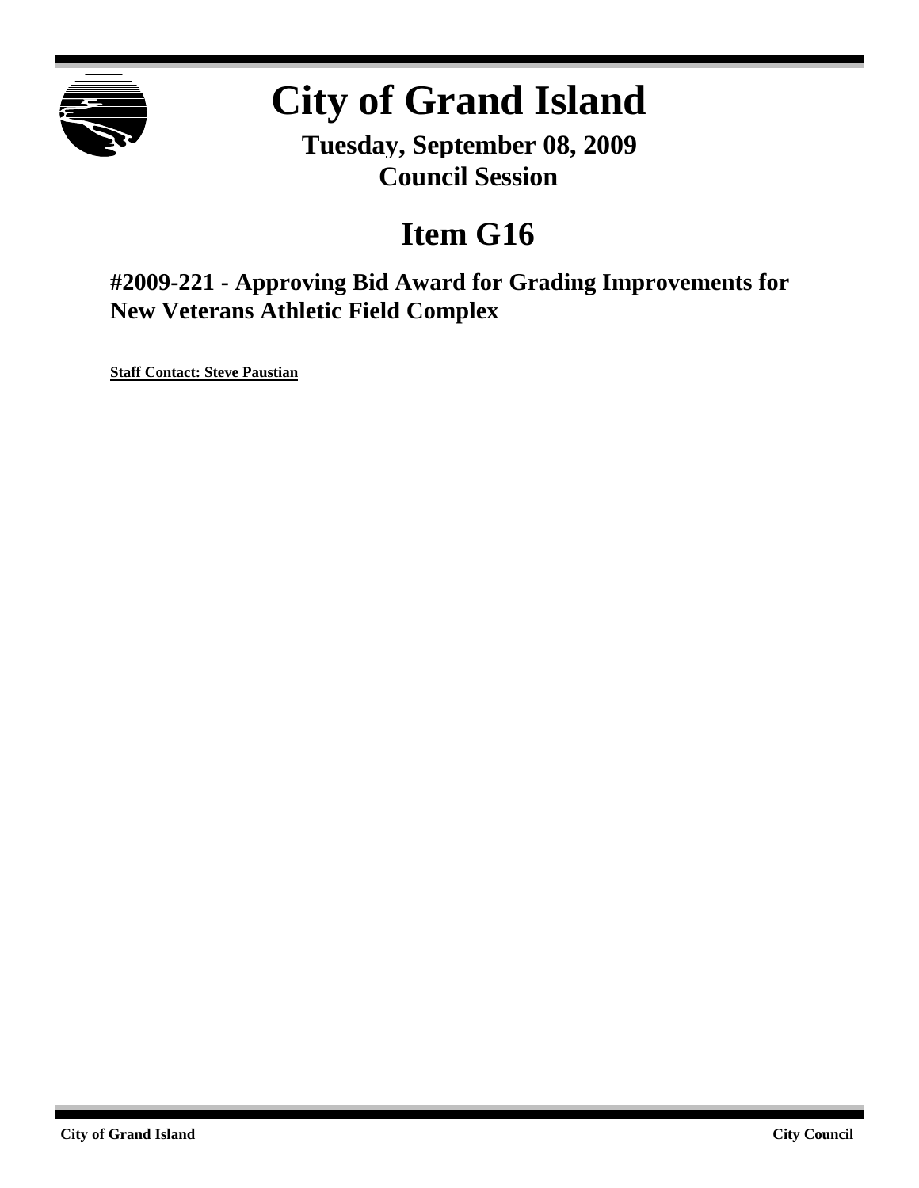# City of Grand Island

**Tuesday, September 08, 2009**
**Council Session**

## Item G16

### #2009-221 - Approving Bid Award for Grading Improvements for New Veterans Athletic Field Complex

**Staff Contact: Steve Paustian**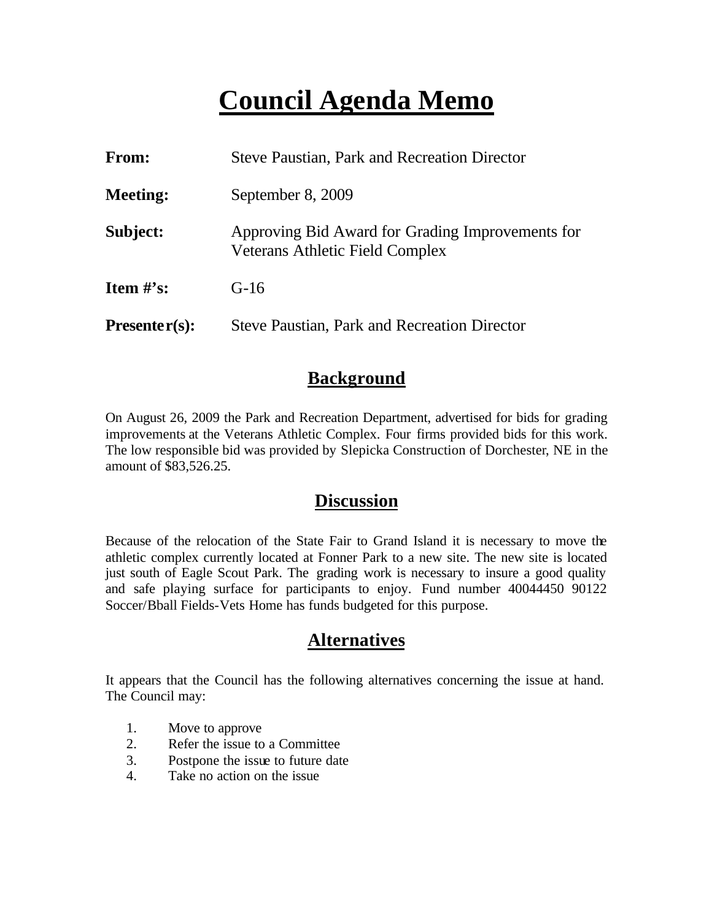# Council Agenda Memo

| | |
|---|---|
| **From:** | Steve Paustian, Park and Recreation Director |
| **Meeting:** | September 8, 2009 |
| **Subject:** | Approving Bid Award for Grading Improvements for Veterans Athletic Field Complex |
| **Item #'s:** | G-16 |
| **Presenter(s):** | Steve Paustian, Park and Recreation Director |

## Background

On August 26, 2009 the Park and Recreation Department, advertised for bids for grading improvements at the Veterans Athletic Complex. Four firms provided bids for this work. The low responsible bid was provided by Slepicka Construction of Dorchester, NE in the amount of $83,526.25.

## Discussion

Because of the relocation of the State Fair to Grand Island it is necessary to move the athletic complex currently located at Fonner Park to a new site. The new site is located just south of Eagle Scout Park. The grading work is necessary to insure a good quality and safe playing surface for participants to enjoy. Fund number 40044450 90122 Soccer/Bball Fields-Vets Home has funds budgeted for this purpose.

## Alternatives

It appears that the Council has the following alternatives concerning the issue at hand. The Council may:

1. Move to approve
2. Refer the issue to a Committee
3. Postpone the issue to future date
4. Take no action on the issue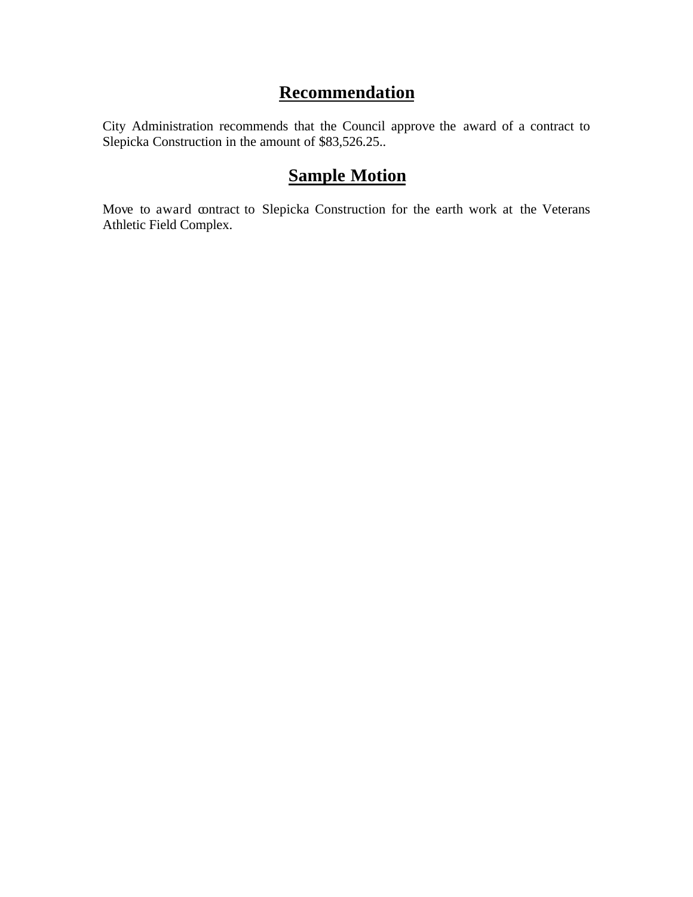## Recommendation

City Administration recommends that the Council approve the award of a contract to Slepicka Construction in the amount of $83,526.25..

## Sample Motion

Move to award contract to Slepicka Construction for the earth work at the Veterans Athletic Field Complex.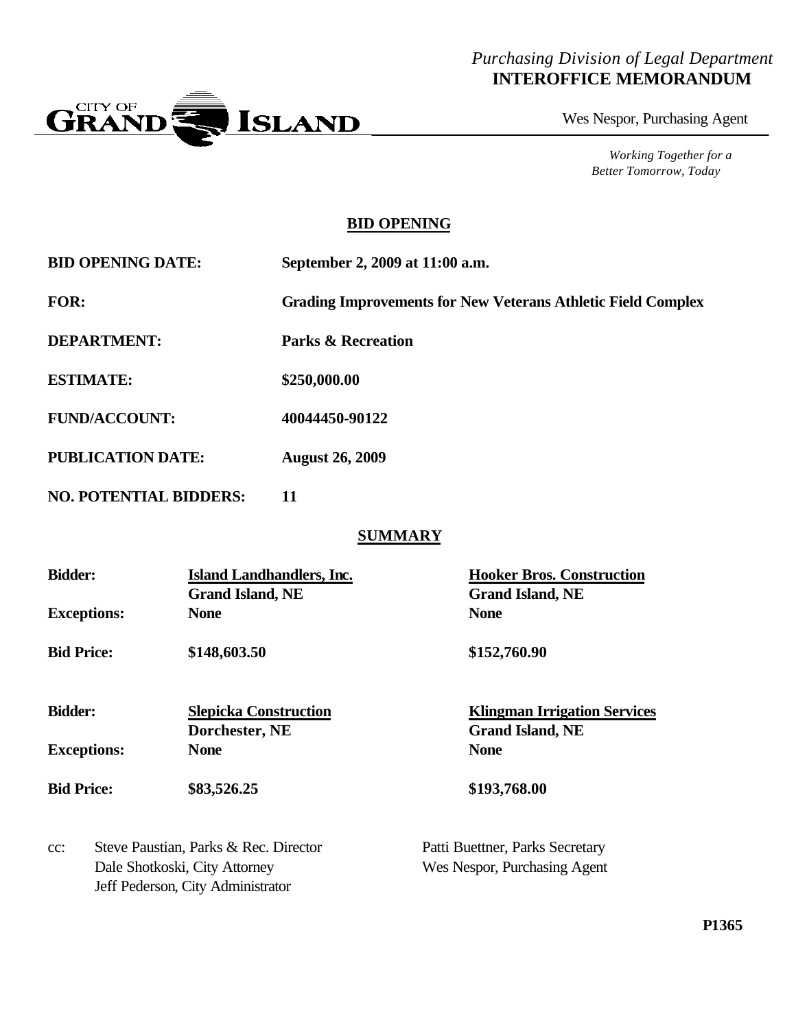*Purchasing Division of Legal Department*
**INTEROFFICE MEMORANDUM**

CITY OF GRAND ISLAND

Wes Nespor, Purchasing Agent

*Working Together for a Better Tomorrow, Today*

## BID OPENING

| | |
|---|---|
| **BID OPENING DATE:** | **September 2, 2009 at 11:00 a.m.** |
| **FOR:** | **Grading Improvements for New Veterans Athletic Field Complex** |
| **DEPARTMENT:** | **Parks & Recreation** |
| **ESTIMATE:** | **\$250,000.00** |
| **FUND/ACCOUNT:** | **40044450-90122** |
| **PUBLICATION DATE:** | **August 26, 2009** |
| **NO. POTENTIAL BIDDERS:** | **11** |

## SUMMARY

| | | |
|---|---|---|
| **Bidder:** | **Island Landhandlers, Inc.** Grand Island, NE | **Hooker Bros. Construction** Grand Island, NE |
| **Exceptions:** | **None** | **None** |
| **Bid Price:** | **\$148,603.50** | **\$152,760.90** |
| **Bidder:** | **Slepicka Construction** Dorchester, NE | **Klingman Irrigation Services** Grand Island, NE |
| **Exceptions:** | **None** | **None** |
| **Bid Price:** | **\$83,526.25** | **\$193,768.00** |

cc: Steve Paustian, Parks & Rec. Director
Dale Shotkoski, City Attorney
Jeff Pederson, City Administrator
Patti Buettner, Parks Secretary
Wes Nespor, Purchasing Agent

**P1365**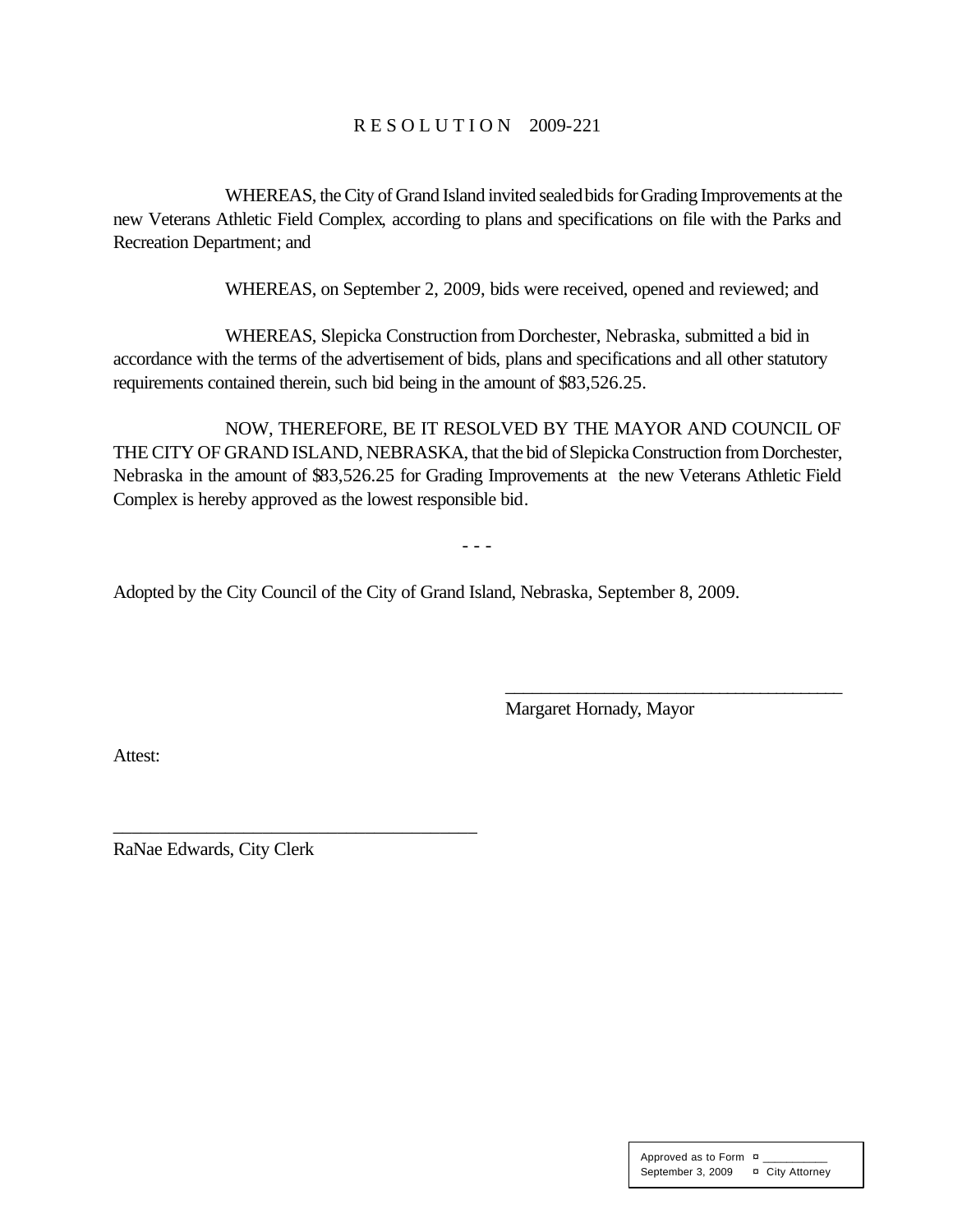# R E S O L U T I O N 2009-221

WHEREAS, the City of Grand Island invited sealed bids for Grading Improvements at the new Veterans Athletic Field Complex, according to plans and specifications on file with the Parks and Recreation Department; and

WHEREAS, on September 2, 2009, bids were received, opened and reviewed; and

WHEREAS, Slepicka Construction from Dorchester, Nebraska, submitted a bid in accordance with the terms of the advertisement of bids, plans and specifications and all other statutory requirements contained therein, such bid being in the amount of $83,526.25.

NOW, THEREFORE, BE IT RESOLVED BY THE MAYOR AND COUNCIL OF THE CITY OF GRAND ISLAND, NEBRASKA, that the bid of Slepicka Construction from Dorchester, Nebraska in the amount of $83,526.25 for Grading Improvements at the new Veterans Athletic Field Complex is hereby approved as the lowest responsible bid.

- - -

Adopted by the City Council of the City of Grand Island, Nebraska, September 8, 2009.

_____________________________________
Margaret Hornady, Mayor

Attest:

_____________________________________
RaNae Edwards, City Clerk

Approved as to Form ¤ ___________
September 3, 2009 ¤ City Attorney